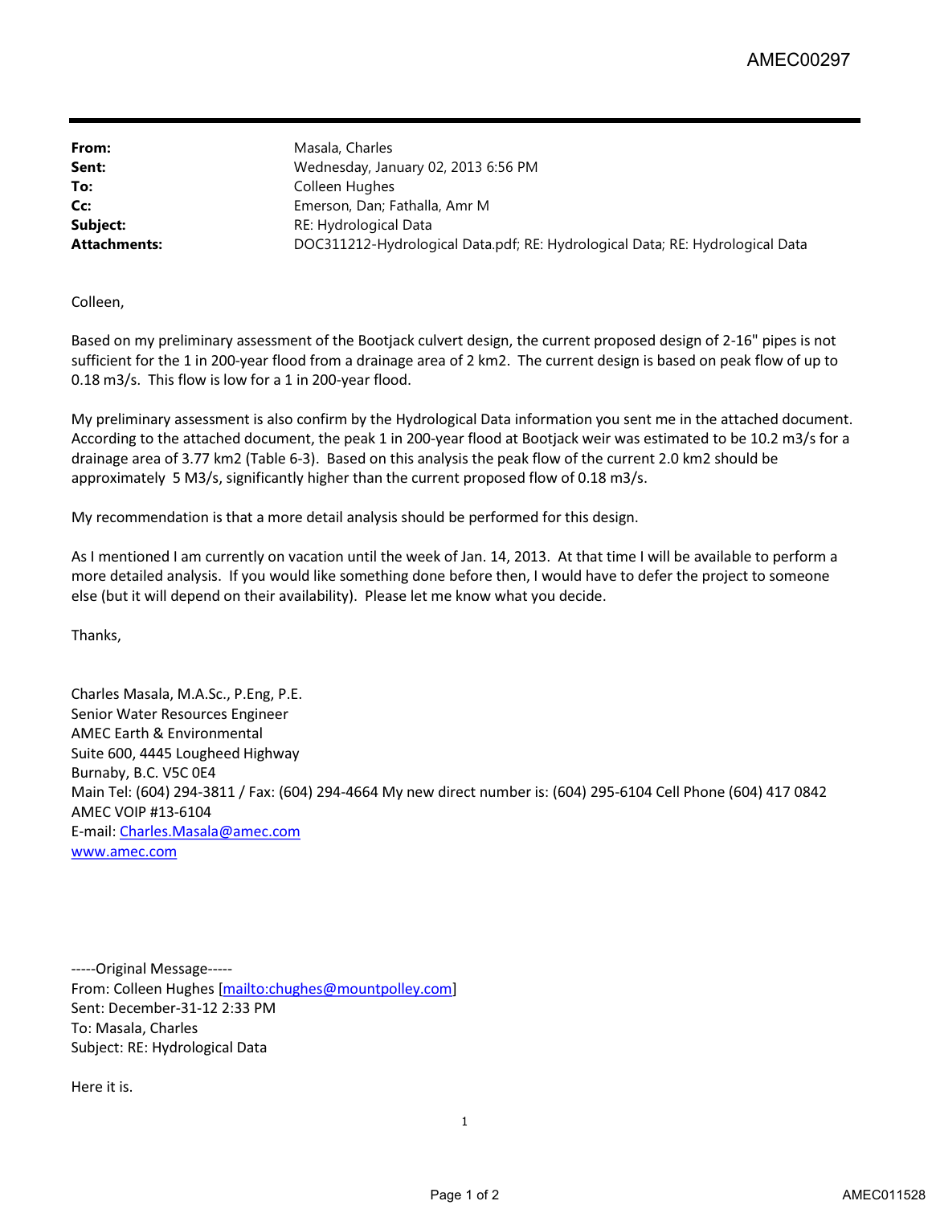| | |
|---|---|
| **From:** | Masala, Charles |
| **Sent:** | Wednesday, January 02, 2013 6:56 PM |
| **To:** | Colleen Hughes |
| **Cc:** | Emerson, Dan; Fathalla, Amr M |
| **Subject:** | RE: Hydrological Data |
| **Attachments:** | DOC311212-Hydrological Data.pdf; RE: Hydrological Data; RE: Hydrological Data |

Colleen,

Based on my preliminary assessment of the Bootjack culvert design, the current proposed design of 2-16" pipes is not sufficient for the 1 in 200-year flood from a drainage area of 2 km2. The current design is based on peak flow of up to 0.18 m3/s. This flow is low for a 1 in 200-year flood.

My preliminary assessment is also confirm by the Hydrological Data information you sent me in the attached document. According to the attached document, the peak 1 in 200-year flood at Bootjack weir was estimated to be 10.2 m3/s for a drainage area of 3.77 km2 (Table 6-3). Based on this analysis the peak flow of the current 2.0 km2 should be approximately 5 M3/s, significantly higher than the current proposed flow of 0.18 m3/s.

My recommendation is that a more detail analysis should be performed for this design.

As I mentioned I am currently on vacation until the week of Jan. 14, 2013. At that time I will be available to perform a more detailed analysis. If you would like something done before then, I would have to defer the project to someone else (but it will depend on their availability). Please let me know what you decide.

Thanks,

Charles Masala, M.A.Sc., P.Eng, P.E.
Senior Water Resources Engineer
AMEC Earth & Environmental
Suite 600, 4445 Lougheed Highway
Burnaby, B.C. V5C 0E4
Main Tel: (604) 294-3811 / Fax: (604) 294-4664 My new direct number is: (604) 295-6104 Cell Phone (604) 417 0842
AMEC VOIP #13-6104
E-mail: Charles.Masala@amec.com
www.amec.com

-----Original Message-----
From: Colleen Hughes [mailto:chughes@mountpolley.com]
Sent: December-31-12 2:33 PM
To: Masala, Charles
Subject: RE: Hydrological Data

Here it is.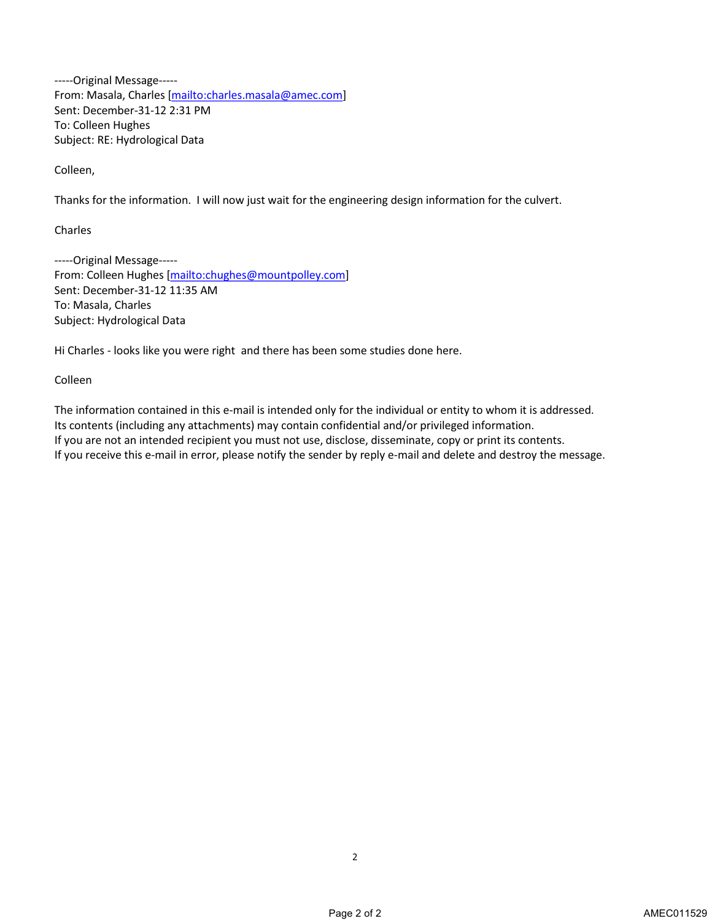-----Original Message-----
From: Masala, Charles [mailto:charles.masala@amec.com]
Sent: December-31-12 2:31 PM
To: Colleen Hughes
Subject: RE: Hydrological Data

Colleen,

Thanks for the information. I will now just wait for the engineering design information for the culvert.

Charles

-----Original Message-----
From: Colleen Hughes [mailto:chughes@mountpolley.com]
Sent: December-31-12 11:35 AM
To: Masala, Charles
Subject: Hydrological Data

Hi Charles - looks like you were right and there has been some studies done here.

Colleen

The information contained in this e-mail is intended only for the individual or entity to whom it is addressed.
Its contents (including any attachments) may contain confidential and/or privileged information.
If you are not an intended recipient you must not use, disclose, disseminate, copy or print its contents.
If you receive this e-mail in error, please notify the sender by reply e-mail and delete and destroy the message.

AMEC011529